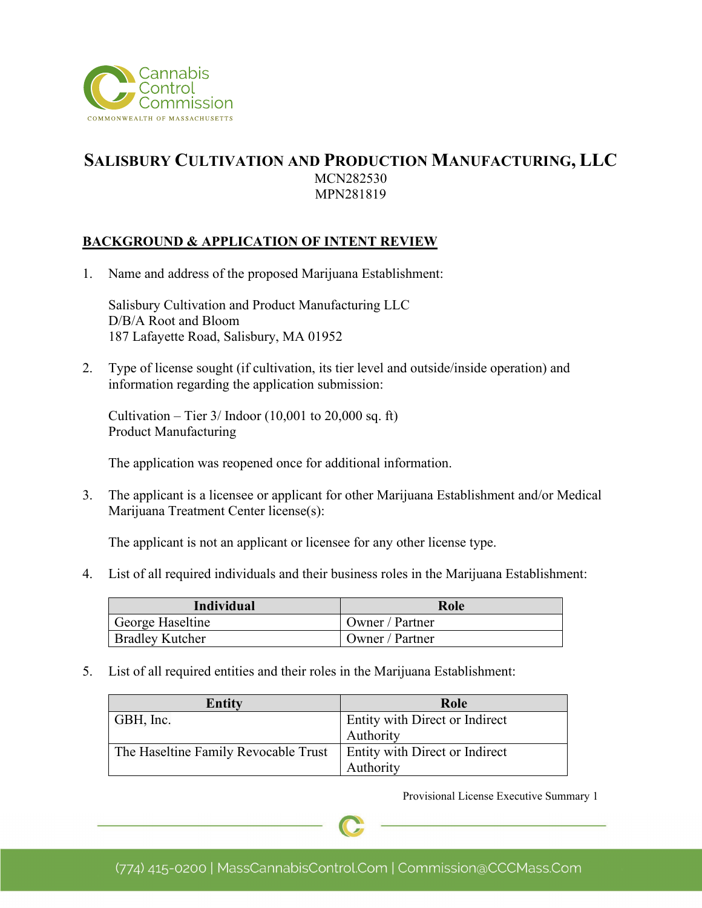# SALISBURY CULTIVATION AND PRODUCTION MANUFACTURING, LLC

MCN282530
MPN281819

## BACKGROUND & APPLICATION OF INTENT REVIEW

1. Name and address of the proposed Marijuana Establishment:

   Salisbury Cultivation and Product Manufacturing LLC
   D/B/A Root and Bloom
   187 Lafayette Road, Salisbury, MA 01952

2. Type of license sought (if cultivation, its tier level and outside/inside operation) and information regarding the application submission:

   Cultivation – Tier 3/ Indoor (10,001 to 20,000 sq. ft)
   Product Manufacturing

   The application was reopened once for additional information.

3. The applicant is a licensee or applicant for other Marijuana Establishment and/or Medical Marijuana Treatment Center license(s):

   The applicant is not an applicant or licensee for any other license type.

4. List of all required individuals and their business roles in the Marijuana Establishment:

| Individual | Role |
| --- | --- |
| George Haseltine | Owner / Partner |
| Bradley Kutcher | Owner / Partner |

5. List of all required entities and their roles in the Marijuana Establishment:

| Entity | Role |
| --- | --- |
| GBH, Inc. | Entity with Direct or Indirect Authority |
| The Haseltine Family Revocable Trust | Entity with Direct or Indirect Authority |

Provisional License Executive Summary 1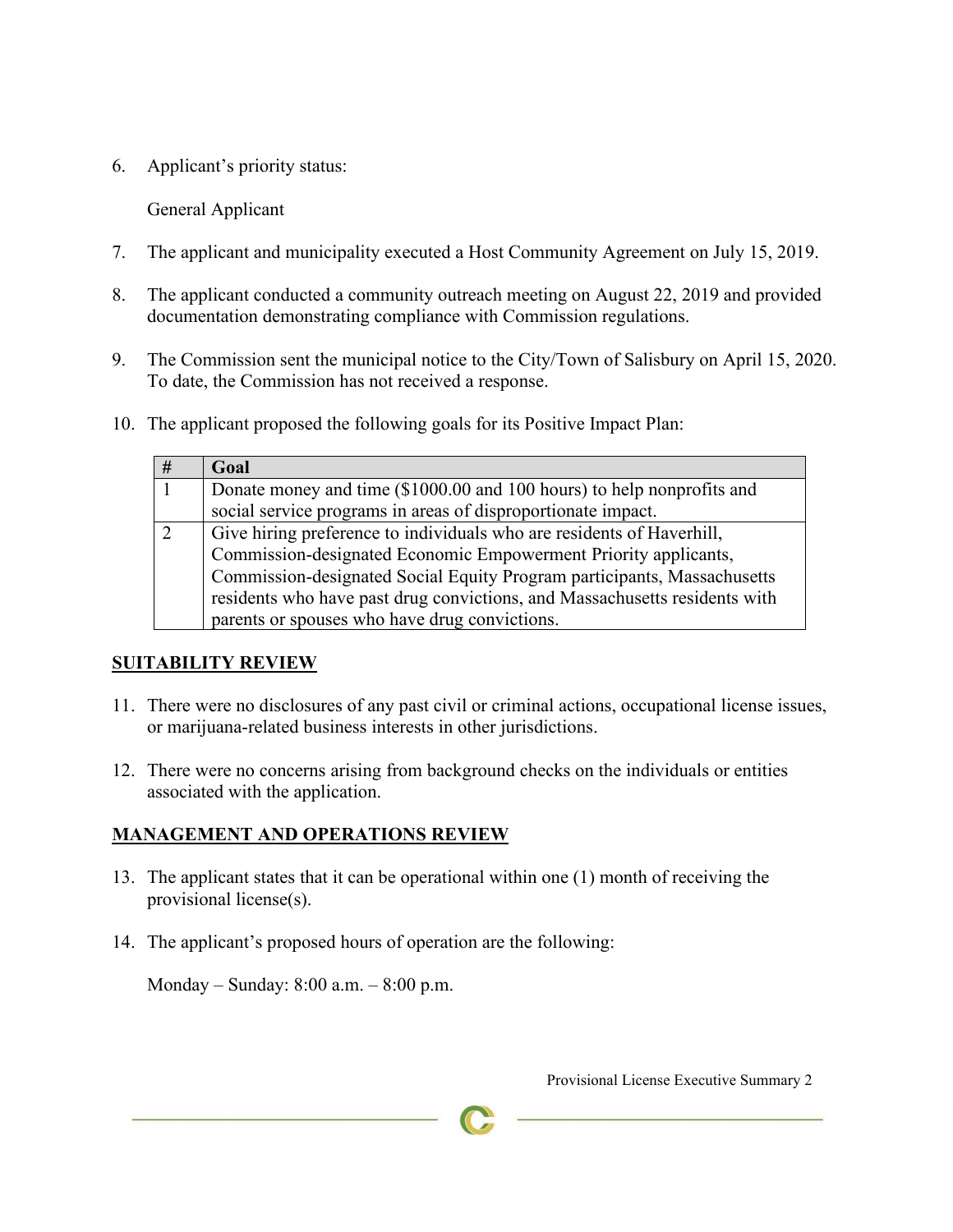6. Applicant's priority status:

   General Applicant

7. The applicant and municipality executed a Host Community Agreement on July 15, 2019.

8. The applicant conducted a community outreach meeting on August 22, 2019 and provided documentation demonstrating compliance with Commission regulations.

9. The Commission sent the municipal notice to the City/Town of Salisbury on April 15, 2020. To date, the Commission has not received a response.

10. The applicant proposed the following goals for its Positive Impact Plan:

| # | Goal |
|---|---|
| 1 | Donate money and time ($1000.00 and 100 hours) to help nonprofits and social service programs in areas of disproportionate impact. |
| 2 | Give hiring preference to individuals who are residents of Haverhill, Commission-designated Economic Empowerment Priority applicants, Commission-designated Social Equity Program participants, Massachusetts residents who have past drug convictions, and Massachusetts residents with parents or spouses who have drug convictions. |

## SUITABILITY REVIEW

11. There were no disclosures of any past civil or criminal actions, occupational license issues, or marijuana-related business interests in other jurisdictions.

12. There were no concerns arising from background checks on the individuals or entities associated with the application.

## MANAGEMENT AND OPERATIONS REVIEW

13. The applicant states that it can be operational within one (1) month of receiving the provisional license(s).

14. The applicant's proposed hours of operation are the following:

    Monday – Sunday: 8:00 a.m. – 8:00 p.m.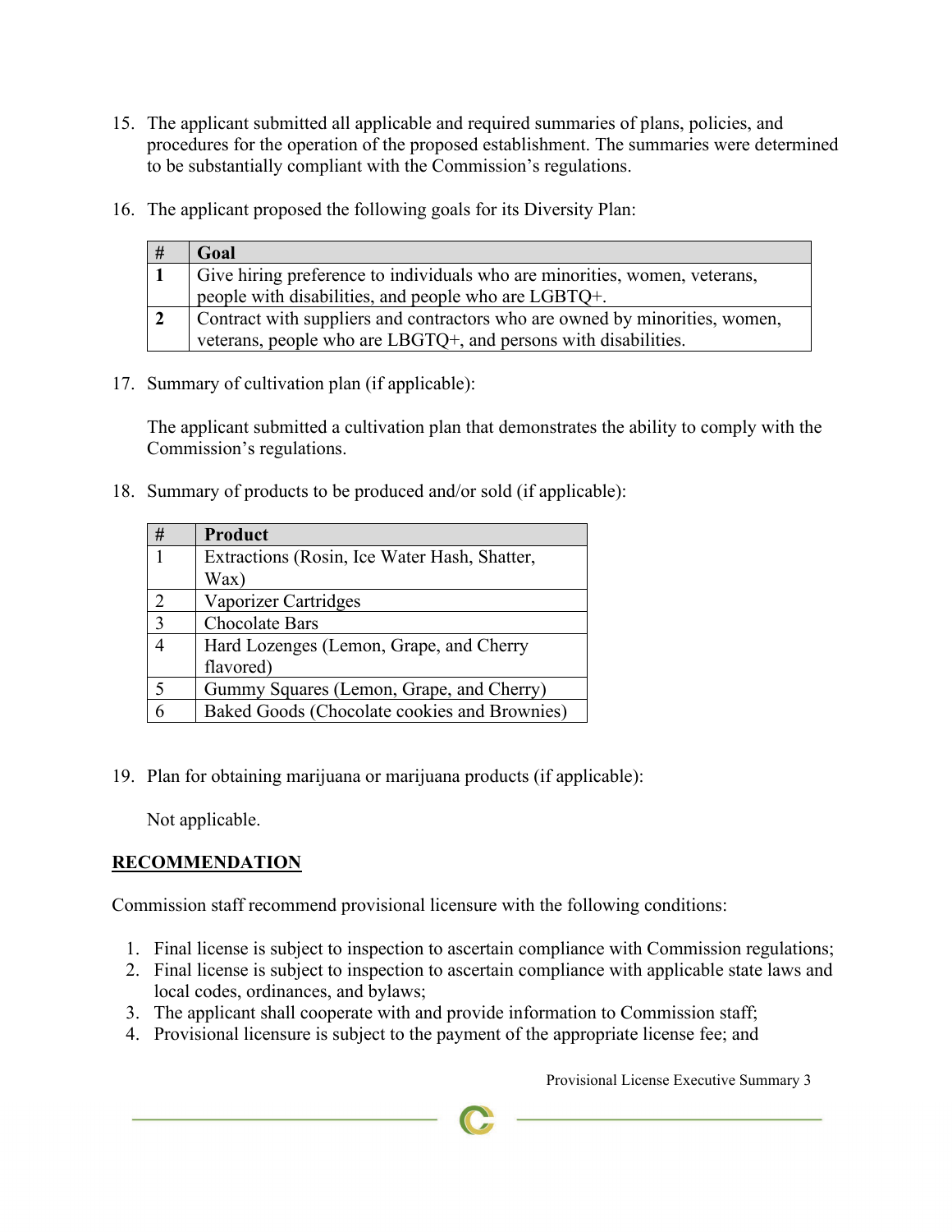15. The applicant submitted all applicable and required summaries of plans, policies, and procedures for the operation of the proposed establishment. The summaries were determined to be substantially compliant with the Commission's regulations.

16. The applicant proposed the following goals for its Diversity Plan:

| # | Goal |
|---|---|
| **1** | Give hiring preference to individuals who are minorities, women, veterans, people with disabilities, and people who are LGBTQ+. |
| **2** | Contract with suppliers and contractors who are owned by minorities, women, veterans, people who are LBGTQ+, and persons with disabilities. |

17. Summary of cultivation plan (if applicable):

    The applicant submitted a cultivation plan that demonstrates the ability to comply with the Commission's regulations.

18. Summary of products to be produced and/or sold (if applicable):

| # | Product |
|---|---|
| 1 | Extractions (Rosin, Ice Water Hash, Shatter, Wax) |
| 2 | Vaporizer Cartridges |
| 3 | Chocolate Bars |
| 4 | Hard Lozenges (Lemon, Grape, and Cherry flavored) |
| 5 | Gummy Squares (Lemon, Grape, and Cherry) |
| 6 | Baked Goods (Chocolate cookies and Brownies) |

19. Plan for obtaining marijuana or marijuana products (if applicable):

    Not applicable.

## RECOMMENDATION

Commission staff recommend provisional licensure with the following conditions:

1. Final license is subject to inspection to ascertain compliance with Commission regulations;
2. Final license is subject to inspection to ascertain compliance with applicable state laws and local codes, ordinances, and bylaws;
3. The applicant shall cooperate with and provide information to Commission staff;
4. Provisional licensure is subject to the payment of the appropriate license fee; and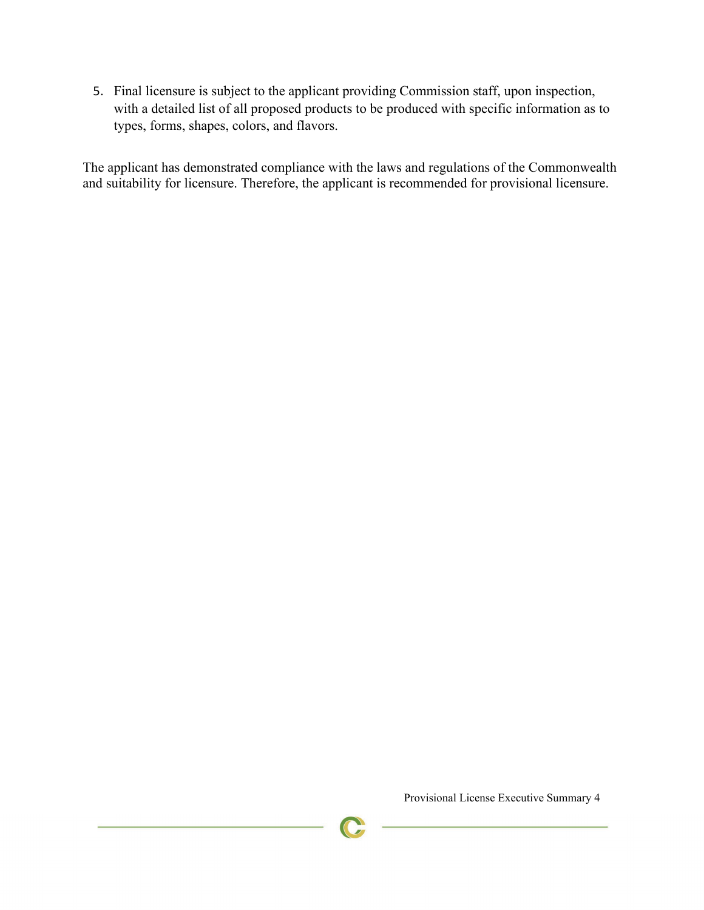5. Final licensure is subject to the applicant providing Commission staff, upon inspection, with a detailed list of all proposed products to be produced with specific information as to types, forms, shapes, colors, and flavors.

The applicant has demonstrated compliance with the laws and regulations of the Commonwealth and suitability for licensure. Therefore, the applicant is recommended for provisional licensure.